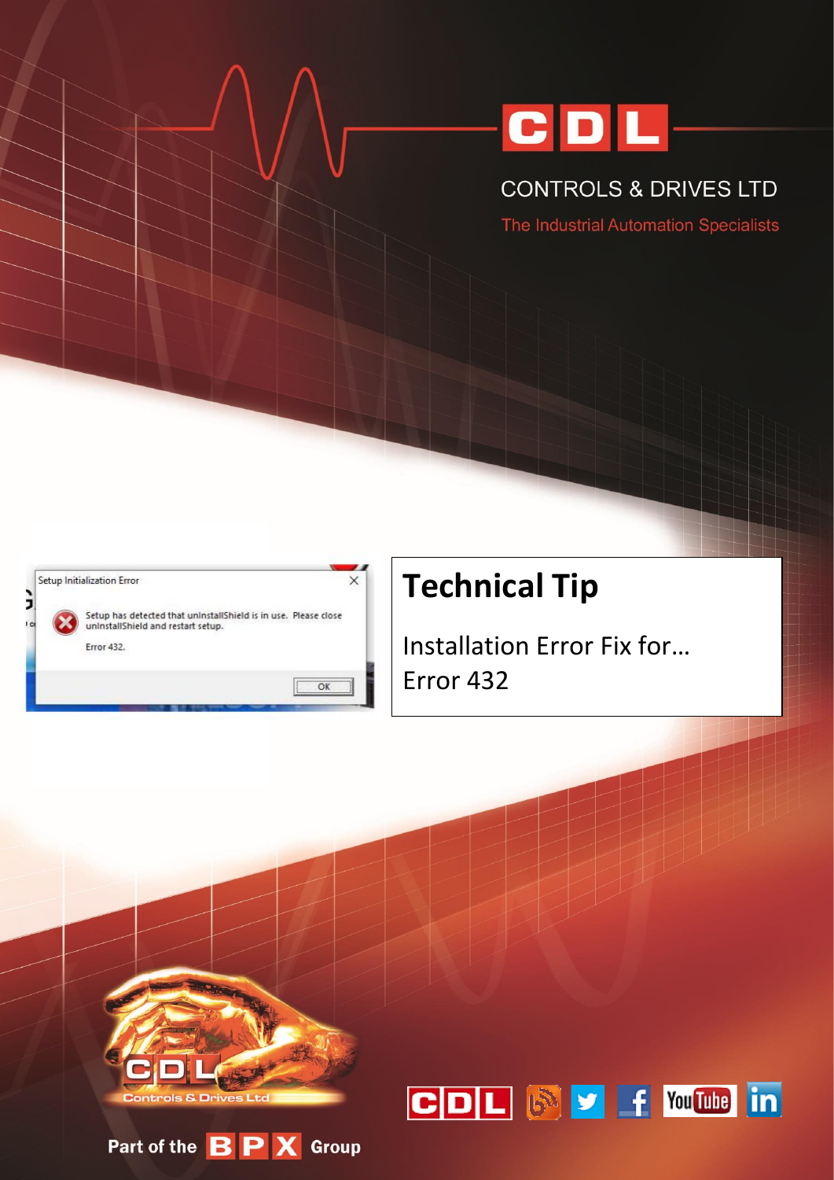CONTROLS & DRIVES LTD

The Industrial Automation Specialists

Setup Initialization Error

Setup has detected that unInstallShield is in use. Please close unInstallShield and restart setup.

Error 432.

OK

# Technical Tip

Installation Error Fix for…
Error 432

Controls & Drives Ltd

Part of the BPX Group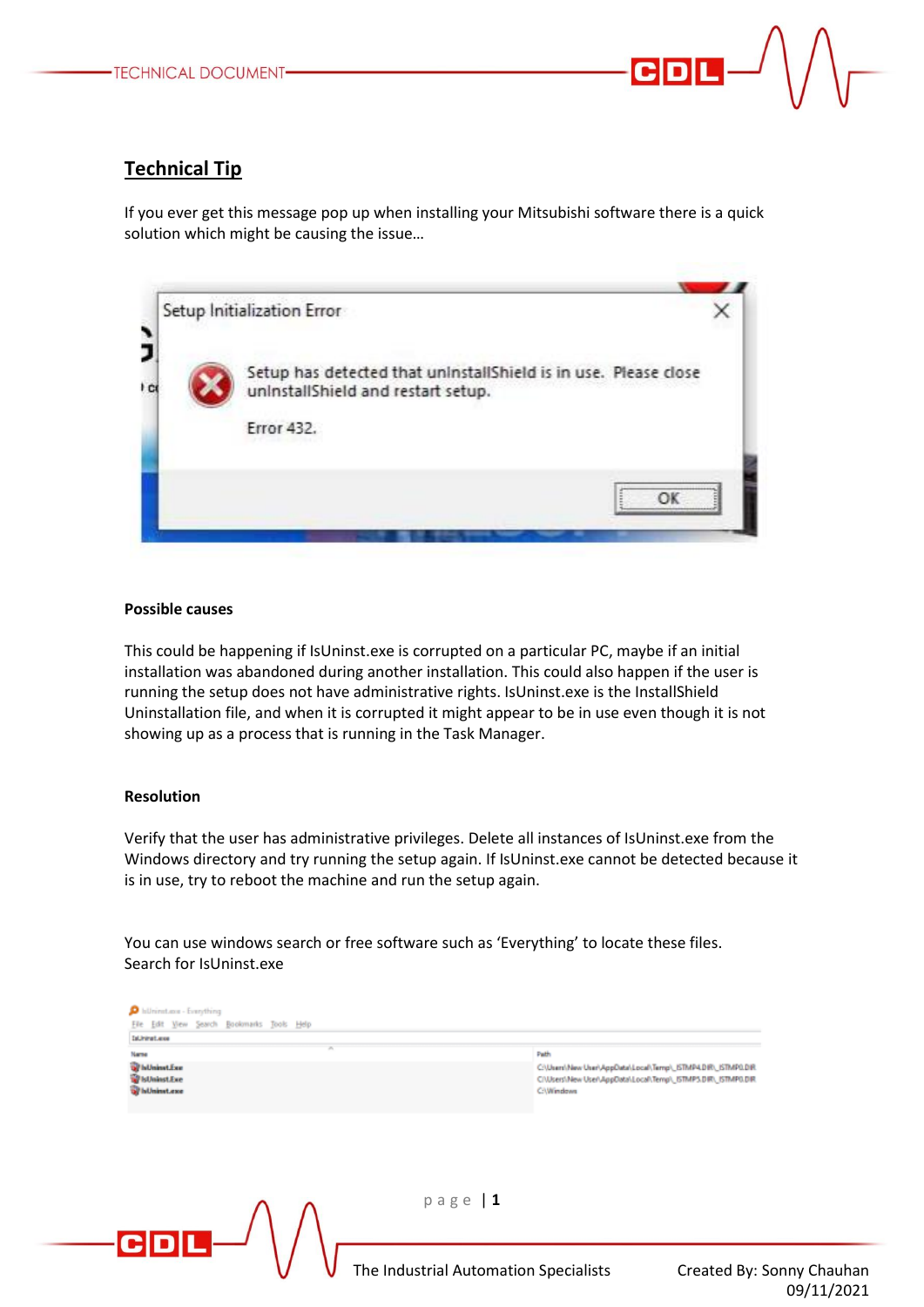## Technical Tip

If you ever get this message pop up when installing your Mitsubishi software there is a quick solution which might be causing the issue…

**Possible causes**

This could be happening if IsUninst.exe is corrupted on a particular PC, maybe if an initial installation was abandoned during another installation. This could also happen if the user is running the setup does not have administrative rights. IsUninst.exe is the InstallShield Uninstallation file, and when it is corrupted it might appear to be in use even though it is not showing up as a process that is running in the Task Manager.

**Resolution**

Verify that the user has administrative privileges. Delete all instances of IsUninst.exe from the Windows directory and try running the setup again. If IsUninst.exe cannot be detected because it is in use, try to reboot the machine and run the setup again.

You can use windows search or free software such as 'Everything' to locate these files.
Search for IsUninst.exe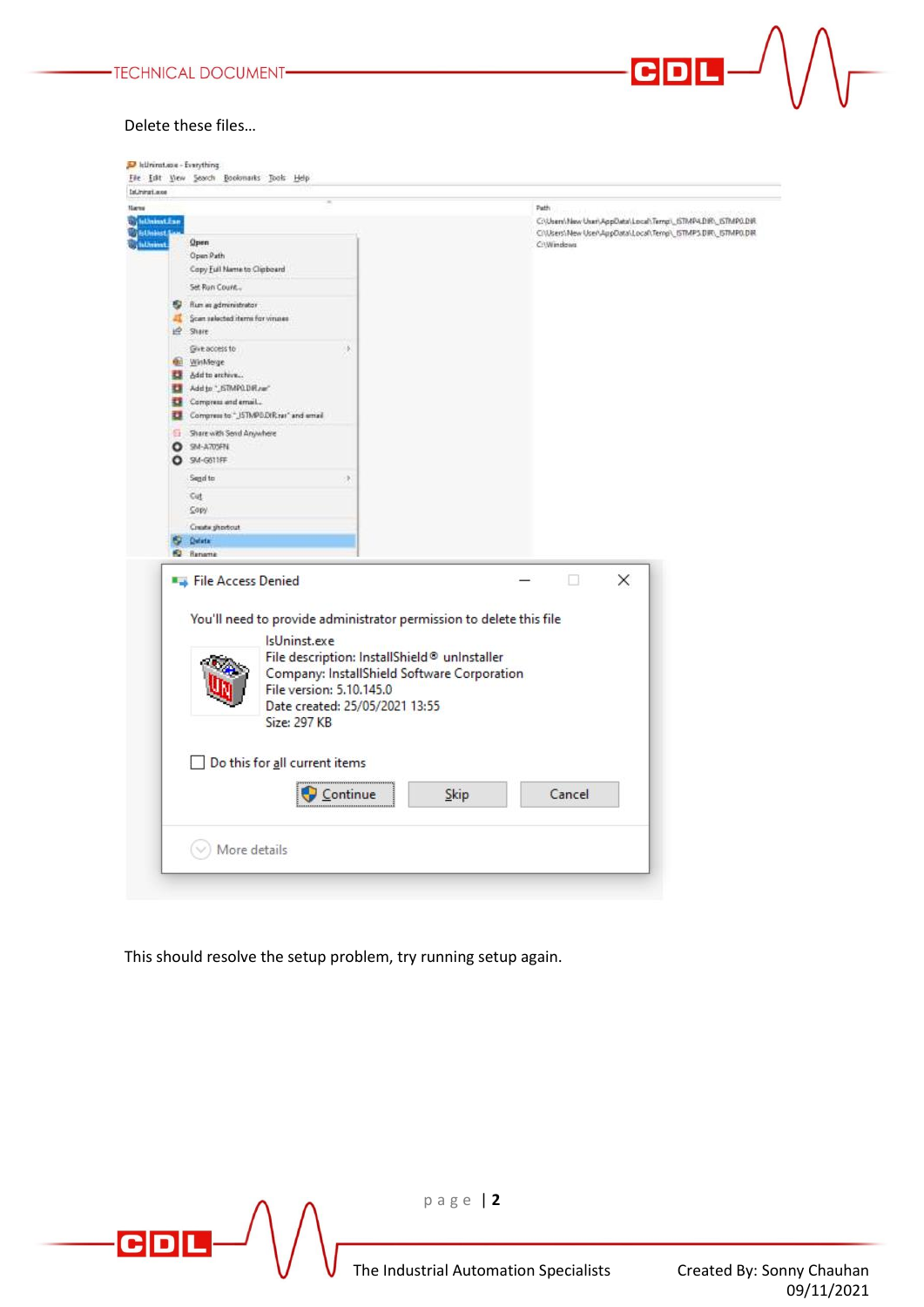Delete these files…

You'll need to provide administrator permission to delete this file

IsUninst.exe
File description: InstallShield® unInstaller
Company: InstallShield Software Corporation
File version: 5.10.145.0
Date created: 25/05/2021 13:55
Size: 297 KB

This should resolve the setup problem, try running setup again.